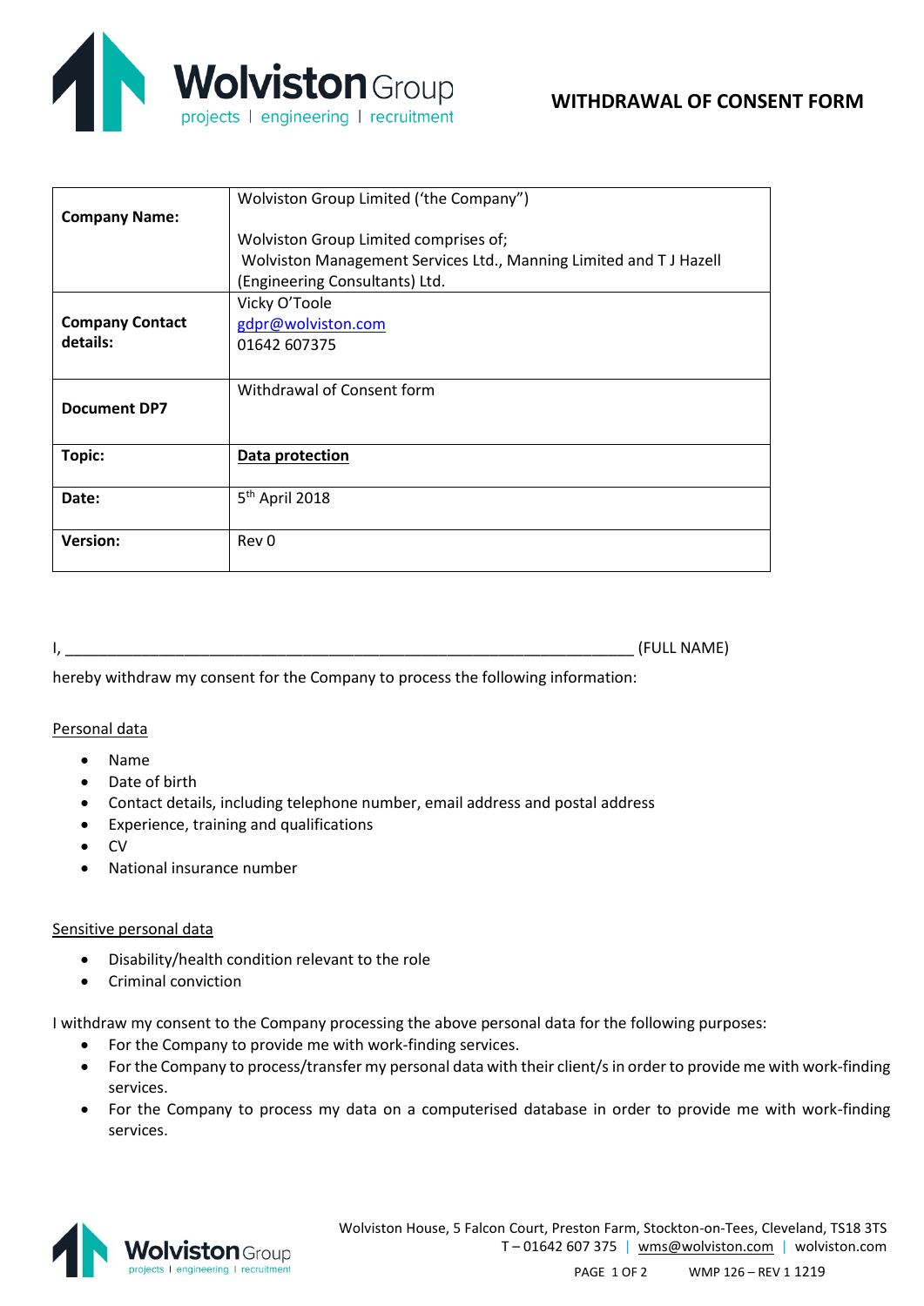# WITHDRAWAL OF CONSENT FORM

| **Company Name:** | Wolviston Group Limited ('the Company") <br><br> Wolviston Group Limited comprises of; <br> Wolviston Management Services Ltd., Manning Limited and T J Hazell (Engineering Consultants) Ltd. |
|---|---|
| **Company Contact details:** | Vicky O'Toole <br> gdpr@wolviston.com <br> 01642 607375 |
| **Document DP7** | Withdrawal of Consent form |
| **Topic:** | **Data protection** |
| **Date:** | 5th April 2018 |
| **Version:** | Rev 0 |

I, ______________________________________________________________________ (FULL NAME)

hereby withdraw my consent for the Company to process the following information:

Personal data

- Name
- Date of birth
- Contact details, including telephone number, email address and postal address
- Experience, training and qualifications
- CV
- National insurance number

Sensitive personal data

- Disability/health condition relevant to the role
- Criminal conviction

I withdraw my consent to the Company processing the above personal data for the following purposes:

- For the Company to provide me with work-finding services.
- For the Company to process/transfer my personal data with their client/s in order to provide me with work-finding services.
- For the Company to process my data on a computerised database in order to provide me with work-finding services.

Wolviston House, 5 Falcon Court, Preston Farm, Stockton-on-Tees, Cleveland, TS18 3TS
T – 01642 607 375 | wms@wolviston.com | wolviston.com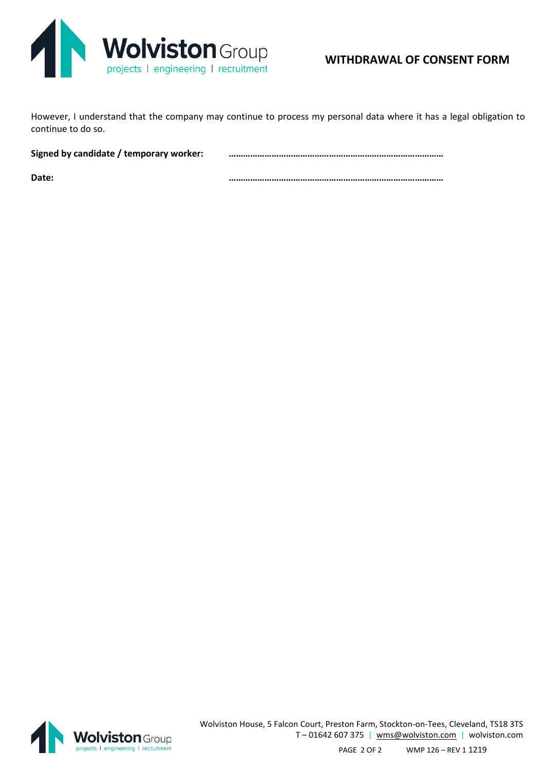However, I understand that the company may continue to process my personal data where it has a legal obligation to continue to do so.

**Signed by candidate / temporary worker:** ………………………………………………………………………………

**Date:** ………………………………………………………………………………